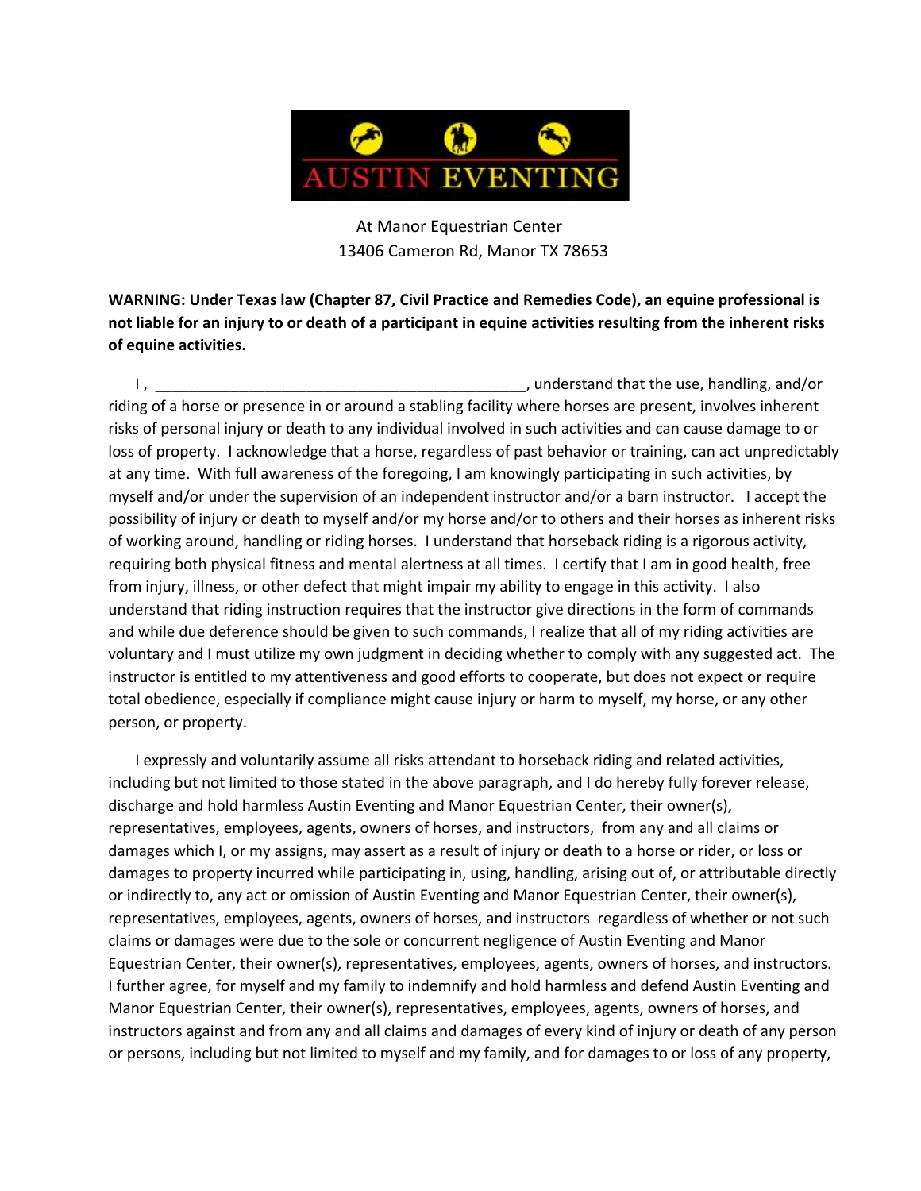# AUSTIN EVENTING

At Manor Equestrian Center
13406 Cameron Rd, Manor TX 78653

**WARNING: Under Texas law (Chapter 87, Civil Practice and Remedies Code), an equine professional is not liable for an injury to or death of a participant in equine activities resulting from the inherent risks of equine activities.**

I , ____________________________________________, understand that the use, handling, and/or riding of a horse or presence in or around a stabling facility where horses are present, involves inherent risks of personal injury or death to any individual involved in such activities and can cause damage to or loss of property. I acknowledge that a horse, regardless of past behavior or training, can act unpredictably at any time. With full awareness of the foregoing, I am knowingly participating in such activities, by myself and/or under the supervision of an independent instructor and/or a barn instructor. I accept the possibility of injury or death to myself and/or my horse and/or to others and their horses as inherent risks of working around, handling or riding horses. I understand that horseback riding is a rigorous activity, requiring both physical fitness and mental alertness at all times. I certify that I am in good health, free from injury, illness, or other defect that might impair my ability to engage in this activity. I also understand that riding instruction requires that the instructor give directions in the form of commands and while due deference should be given to such commands, I realize that all of my riding activities are voluntary and I must utilize my own judgment in deciding whether to comply with any suggested act. The instructor is entitled to my attentiveness and good efforts to cooperate, but does not expect or require total obedience, especially if compliance might cause injury or harm to myself, my horse, or any other person, or property.

I expressly and voluntarily assume all risks attendant to horseback riding and related activities, including but not limited to those stated in the above paragraph, and I do hereby fully forever release, discharge and hold harmless Austin Eventing and Manor Equestrian Center, their owner(s), representatives, employees, agents, owners of horses, and instructors, from any and all claims or damages which I, or my assigns, may assert as a result of injury or death to a horse or rider, or loss or damages to property incurred while participating in, using, handling, arising out of, or attributable directly or indirectly to, any act or omission of Austin Eventing and Manor Equestrian Center, their owner(s), representatives, employees, agents, owners of horses, and instructors regardless of whether or not such claims or damages were due to the sole or concurrent negligence of Austin Eventing and Manor Equestrian Center, their owner(s), representatives, employees, agents, owners of horses, and instructors. I further agree, for myself and my family to indemnify and hold harmless and defend Austin Eventing and Manor Equestrian Center, their owner(s), representatives, employees, agents, owners of horses, and instructors against and from any and all claims and damages of every kind of injury or death of any person or persons, including but not limited to myself and my family, and for damages to or loss of any property,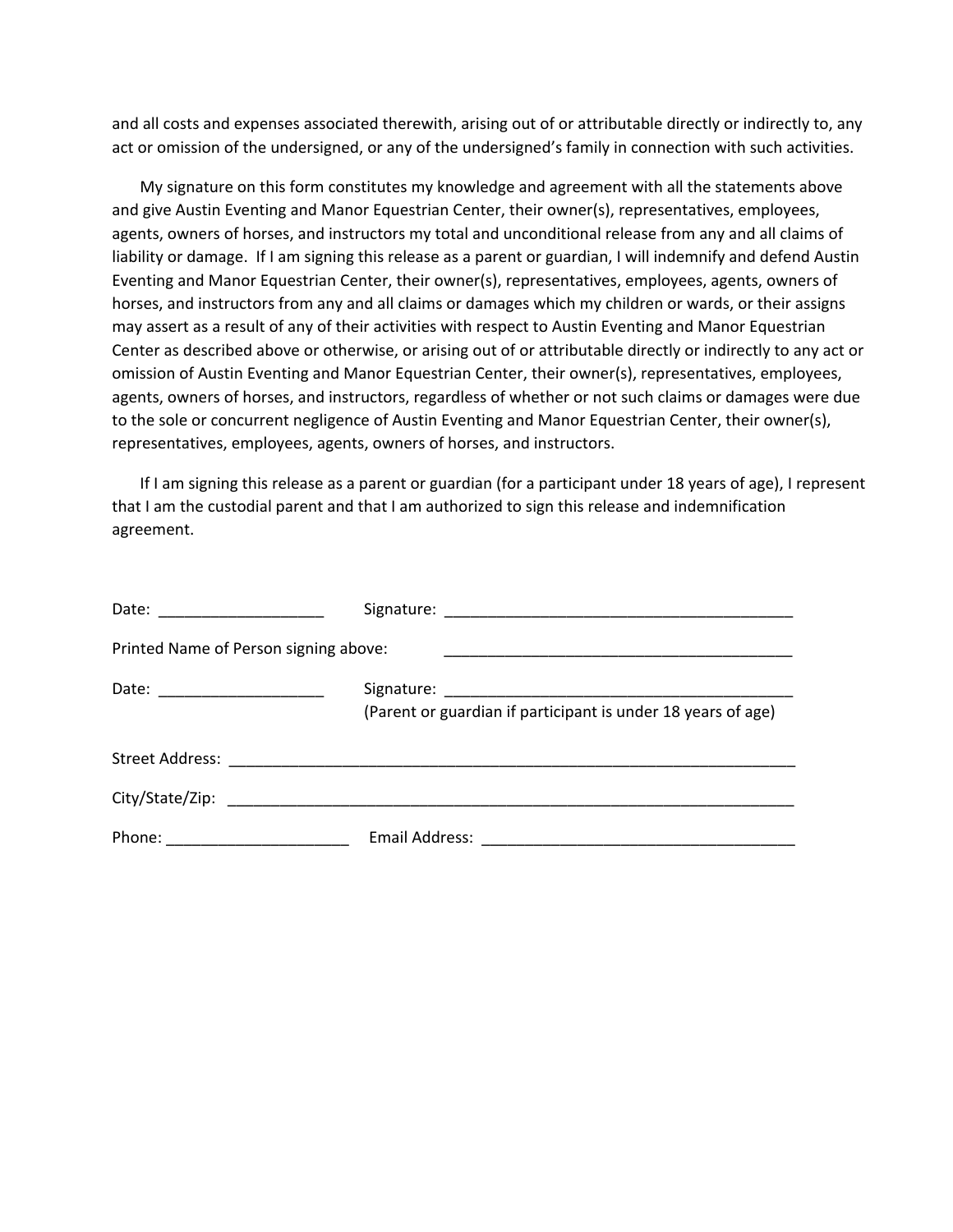and all costs and expenses associated therewith, arising out of or attributable directly or indirectly to, any act or omission of the undersigned, or any of the undersigned's family in connection with such activities.

My signature on this form constitutes my knowledge and agreement with all the statements above and give Austin Eventing and Manor Equestrian Center, their owner(s), representatives, employees, agents, owners of horses, and instructors my total and unconditional release from any and all claims of liability or damage. If I am signing this release as a parent or guardian, I will indemnify and defend Austin Eventing and Manor Equestrian Center, their owner(s), representatives, employees, agents, owners of horses, and instructors from any and all claims or damages which my children or wards, or their assigns may assert as a result of any of their activities with respect to Austin Eventing and Manor Equestrian Center as described above or otherwise, or arising out of or attributable directly or indirectly to any act or omission of Austin Eventing and Manor Equestrian Center, their owner(s), representatives, employees, agents, owners of horses, and instructors, regardless of whether or not such claims or damages were due to the sole or concurrent negligence of Austin Eventing and Manor Equestrian Center, their owner(s), representatives, employees, agents, owners of horses, and instructors.

If I am signing this release as a parent or guardian (for a participant under 18 years of age), I represent that I am the custodial parent and that I am authorized to sign this release and indemnification agreement.

Date: ___________________ Signature: ________________________________________

Printed Name of Person signing above: ________________________________________

Date: ___________________ Signature: ________________________________________
(Parent or guardian if participant is under 18 years of age)

Street Address: ____________________________________________________________________

City/State/Zip: ____________________________________________________________________

Phone: _____________________ Email Address: ____________________________________